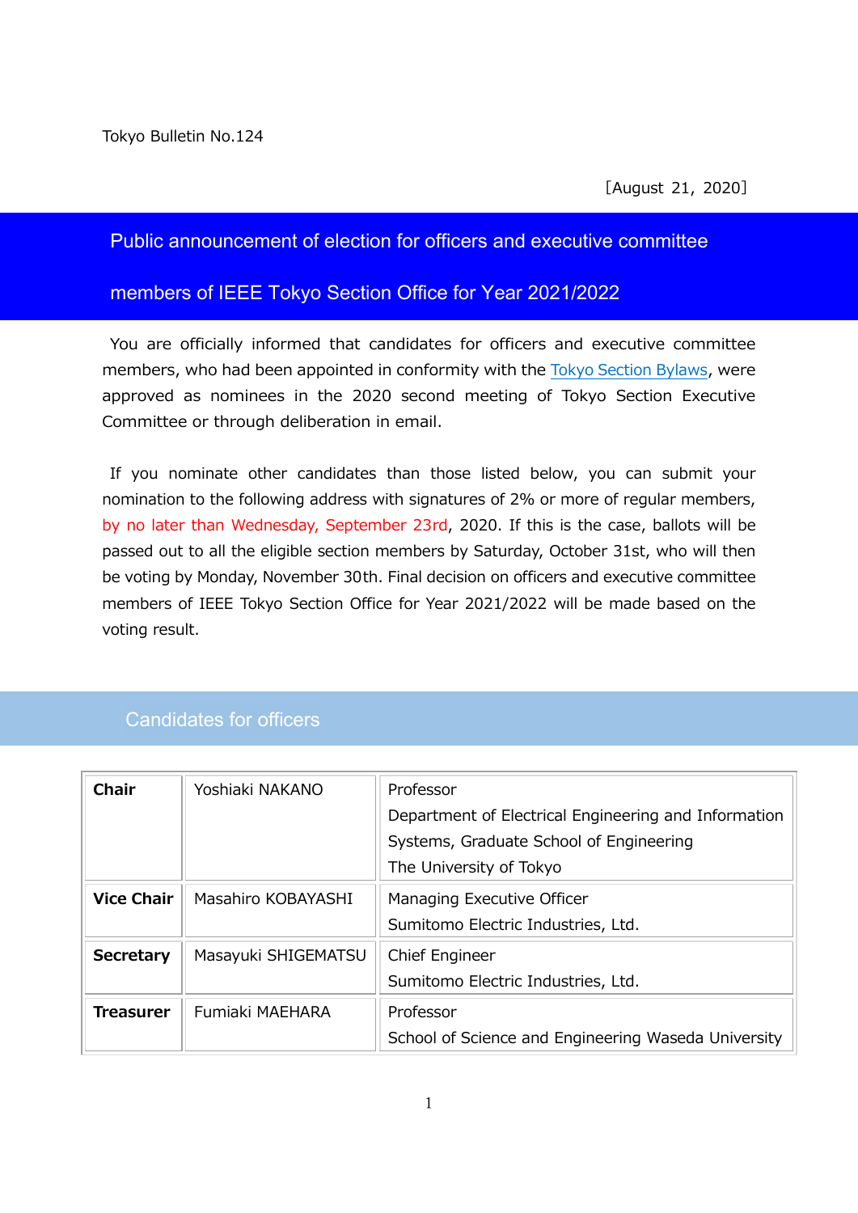Tokyo Bulletin No.124

[August 21, 2020]

# Public announcement of election for officers and executive committee members of IEEE Tokyo Section Office for Year 2021/2022

You are officially informed that candidates for officers and executive committee members, who had been appointed in conformity with the Tokyo Section Bylaws, were approved as nominees in the 2020 second meeting of Tokyo Section Executive Committee or through deliberation in email.

If you nominate other candidates than those listed below, you can submit your nomination to the following address with signatures of 2% or more of regular members, by no later than Wednesday, September 23rd, 2020. If this is the case, ballots will be passed out to all the eligible section members by Saturday, October 31st, who will then be voting by Monday, November 30th. Final decision on officers and executive committee members of IEEE Tokyo Section Office for Year 2021/2022 will be made based on the voting result.

## Candidates for officers

| | | |
|---|---|---|
| **Chair** | Yoshiaki NAKANO | Professor<br>Department of Electrical Engineering and Information Systems, Graduate School of Engineering<br>The University of Tokyo |
| **Vice Chair** | Masahiro KOBAYASHI | Managing Executive Officer<br>Sumitomo Electric Industries, Ltd. |
| **Secretary** | Masayuki SHIGEMATSU | Chief Engineer<br>Sumitomo Electric Industries, Ltd. |
| **Treasurer** | Fumiaki MAEHARA | Professor<br>School of Science and Engineering Waseda University |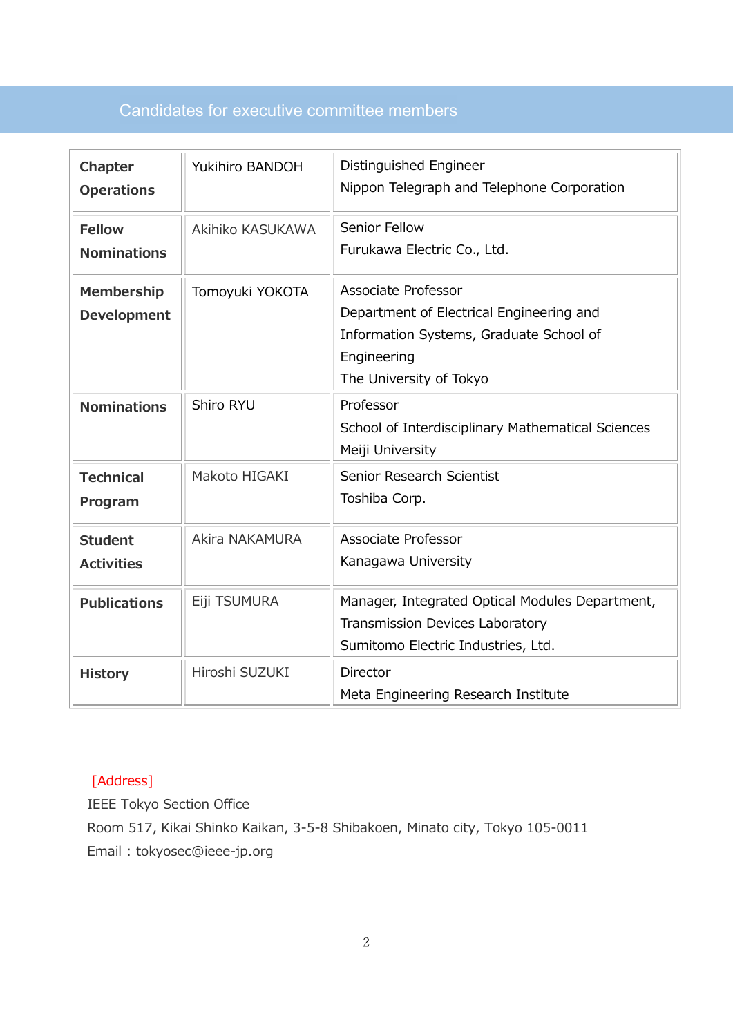## Candidates for executive committee members

| | | |
|---|---|---|
| **Chapter Operations** | Yukihiro BANDOH | Distinguished Engineer<br>Nippon Telegraph and Telephone Corporation |
| **Fellow Nominations** | Akihiko KASUKAWA | Senior Fellow<br>Furukawa Electric Co., Ltd. |
| **Membership Development** | Tomoyuki YOKOTA | Associate Professor<br>Department of Electrical Engineering and Information Systems, Graduate School of Engineering<br>The University of Tokyo |
| **Nominations** | Shiro RYU | Professor<br>School of Interdisciplinary Mathematical Sciences<br>Meiji University |
| **Technical Program** | Makoto HIGAKI | Senior Research Scientist<br>Toshiba Corp. |
| **Student Activities** | Akira NAKAMURA | Associate Professor<br>Kanagawa University |
| **Publications** | Eiji TSUMURA | Manager, Integrated Optical Modules Department, Transmission Devices Laboratory<br>Sumitomo Electric Industries, Ltd. |
| **History** | Hiroshi SUZUKI | Director<br>Meta Engineering Research Institute |

[Address]

IEEE Tokyo Section Office

Room 517, Kikai Shinko Kaikan, 3-5-8 Shibakoen, Minato city, Tokyo 105-0011

Email：tokyosec@ieee-jp.org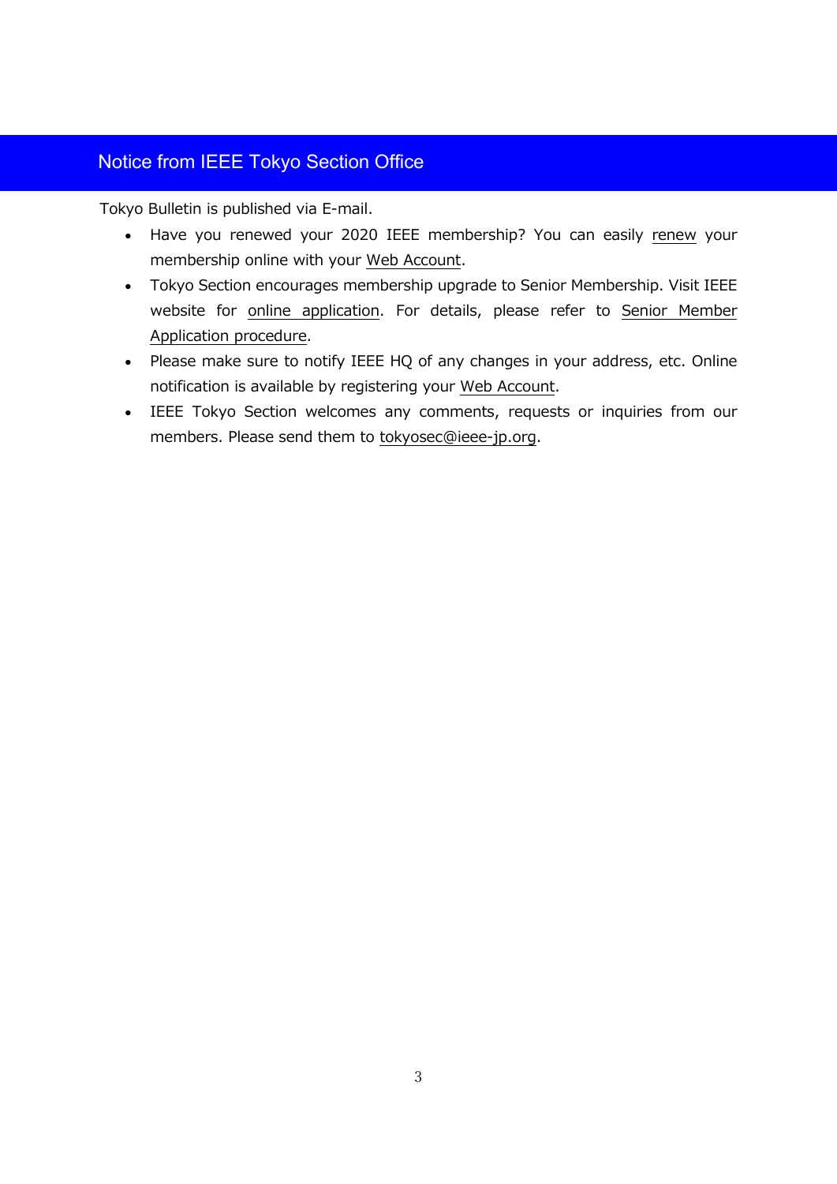## Notice from IEEE Tokyo Section Office

Tokyo Bulletin is published via E-mail.

- Have you renewed your 2020 IEEE membership? You can easily renew your membership online with your Web Account.
- Tokyo Section encourages membership upgrade to Senior Membership. Visit IEEE website for online application. For details, please refer to Senior Member Application procedure.
- Please make sure to notify IEEE HQ of any changes in your address, etc. Online notification is available by registering your Web Account.
- IEEE Tokyo Section welcomes any comments, requests or inquiries from our members. Please send them to tokyosec@ieee-jp.org.